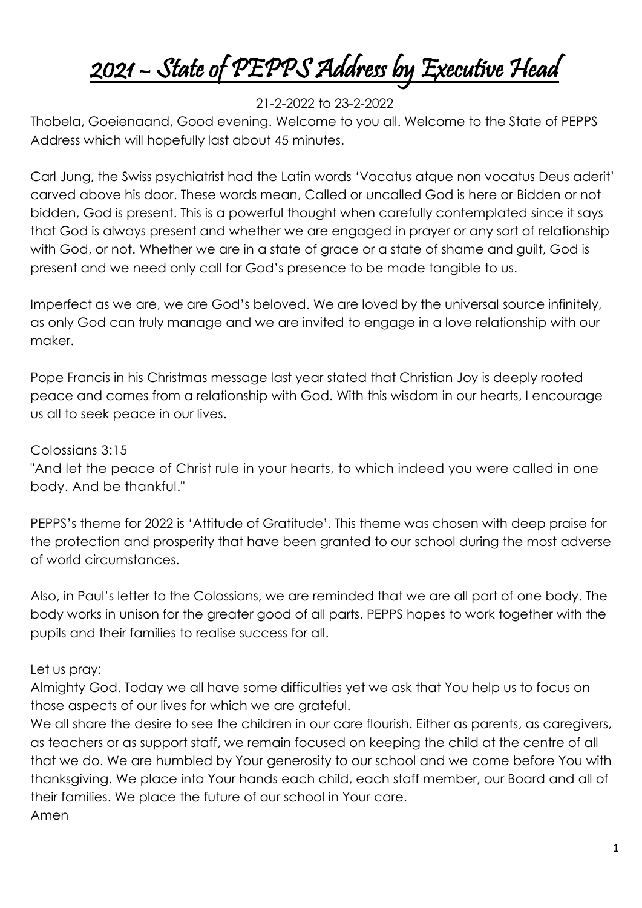# 2021 – State of PEPPS Address by Executive Head

21-2-2022 to 23-2-2022

Thobela, Goeienaand, Good evening. Welcome to you all. Welcome to the State of PEPPS Address which will hopefully last about 45 minutes.

Carl Jung, the Swiss psychiatrist had the Latin words 'Vocatus atque non vocatus Deus aderit' carved above his door. These words mean, Called or uncalled God is here or Bidden or not bidden, God is present. This is a powerful thought when carefully contemplated since it says that God is always present and whether we are engaged in prayer or any sort of relationship with God, or not. Whether we are in a state of grace or a state of shame and guilt, God is present and we need only call for God's presence to be made tangible to us.

Imperfect as we are, we are God's beloved. We are loved by the universal source infinitely, as only God can truly manage and we are invited to engage in a love relationship with our maker.

Pope Francis in his Christmas message last year stated that Christian Joy is deeply rooted peace and comes from a relationship with God. With this wisdom in our hearts, I encourage us all to seek peace in our lives.

Colossians 3:15
"And let the peace of Christ rule in your hearts, to which indeed you were called in one body. And be thankful."

PEPPS's theme for 2022 is 'Attitude of Gratitude'. This theme was chosen with deep praise for the protection and prosperity that have been granted to our school during the most adverse of world circumstances.

Also, in Paul's letter to the Colossians, we are reminded that we are all part of one body. The body works in unison for the greater good of all parts. PEPPS hopes to work together with the pupils and their families to realise success for all.

Let us pray:
Almighty God. Today we all have some difficulties yet we ask that You help us to focus on those aspects of our lives for which we are grateful.
We all share the desire to see the children in our care flourish. Either as parents, as caregivers, as teachers or as support staff, we remain focused on keeping the child at the centre of all that we do. We are humbled by Your generosity to our school and we come before You with thanksgiving. We place into Your hands each child, each staff member, our Board and all of their families. We place the future of our school in Your care.
Amen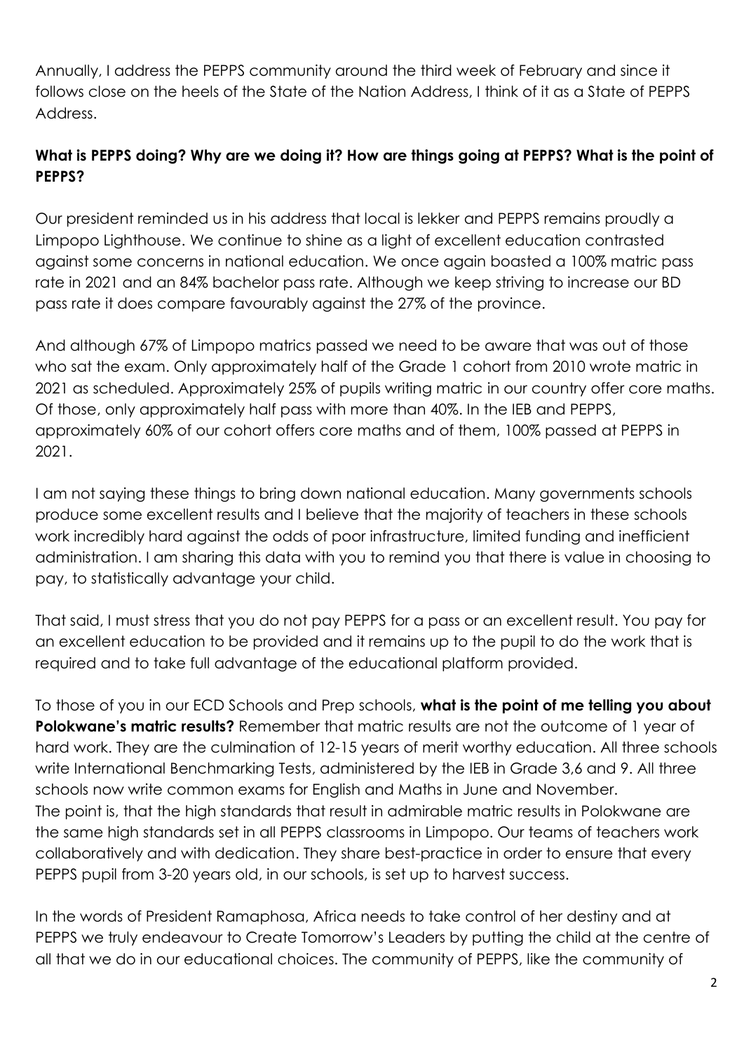Annually, I address the PEPPS community around the third week of February and since it follows close on the heels of the State of the Nation Address, I think of it as a State of PEPPS Address.

**What is PEPPS doing? Why are we doing it? How are things going at PEPPS? What is the point of PEPPS?**

Our president reminded us in his address that local is lekker and PEPPS remains proudly a Limpopo Lighthouse. We continue to shine as a light of excellent education contrasted against some concerns in national education. We once again boasted a 100% matric pass rate in 2021 and an 84% bachelor pass rate. Although we keep striving to increase our BD pass rate it does compare favourably against the 27% of the province.

And although 67% of Limpopo matrics passed we need to be aware that was out of those who sat the exam. Only approximately half of the Grade 1 cohort from 2010 wrote matric in 2021 as scheduled. Approximately 25% of pupils writing matric in our country offer core maths. Of those, only approximately half pass with more than 40%. In the IEB and PEPPS, approximately 60% of our cohort offers core maths and of them, 100% passed at PEPPS in 2021.

I am not saying these things to bring down national education. Many governments schools produce some excellent results and I believe that the majority of teachers in these schools work incredibly hard against the odds of poor infrastructure, limited funding and inefficient administration. I am sharing this data with you to remind you that there is value in choosing to pay, to statistically advantage your child.

That said, I must stress that you do not pay PEPPS for a pass or an excellent result. You pay for an excellent education to be provided and it remains up to the pupil to do the work that is required and to take full advantage of the educational platform provided.

To those of you in our ECD Schools and Prep schools, **what is the point of me telling you about Polokwane's matric results?** Remember that matric results are not the outcome of 1 year of hard work. They are the culmination of 12-15 years of merit worthy education. All three schools write International Benchmarking Tests, administered by the IEB in Grade 3,6 and 9. All three schools now write common exams for English and Maths in June and November.
The point is, that the high standards that result in admirable matric results in Polokwane are the same high standards set in all PEPPS classrooms in Limpopo. Our teams of teachers work collaboratively and with dedication. They share best-practice in order to ensure that every PEPPS pupil from 3-20 years old, in our schools, is set up to harvest success.

In the words of President Ramaphosa, Africa needs to take control of her destiny and at PEPPS we truly endeavour to Create Tomorrow's Leaders by putting the child at the centre of all that we do in our educational choices. The community of PEPPS, like the community of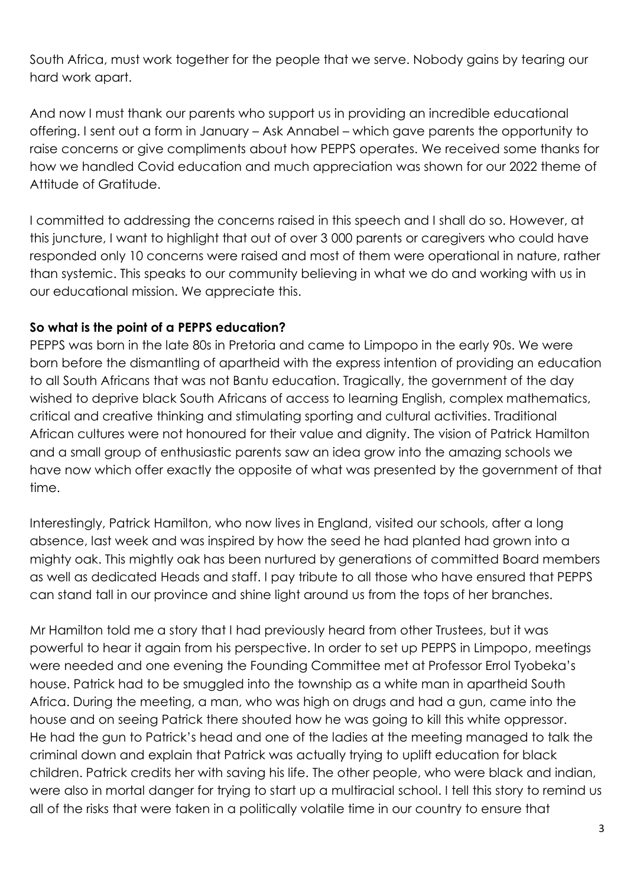South Africa, must work together for the people that we serve. Nobody gains by tearing our hard work apart.

And now I must thank our parents who support us in providing an incredible educational offering. I sent out a form in January – Ask Annabel – which gave parents the opportunity to raise concerns or give compliments about how PEPPS operates. We received some thanks for how we handled Covid education and much appreciation was shown for our 2022 theme of Attitude of Gratitude.

I committed to addressing the concerns raised in this speech and I shall do so. However, at this juncture, I want to highlight that out of over 3 000 parents or caregivers who could have responded only 10 concerns were raised and most of them were operational in nature, rather than systemic. This speaks to our community believing in what we do and working with us in our educational mission. We appreciate this.

**So what is the point of a PEPPS education?**

PEPPS was born in the late 80s in Pretoria and came to Limpopo in the early 90s. We were born before the dismantling of apartheid with the express intention of providing an education to all South Africans that was not Bantu education. Tragically, the government of the day wished to deprive black South Africans of access to learning English, complex mathematics, critical and creative thinking and stimulating sporting and cultural activities. Traditional African cultures were not honoured for their value and dignity. The vision of Patrick Hamilton and a small group of enthusiastic parents saw an idea grow into the amazing schools we have now which offer exactly the opposite of what was presented by the government of that time.

Interestingly, Patrick Hamilton, who now lives in England, visited our schools, after a long absence, last week and was inspired by how the seed he had planted had grown into a mighty oak. This mightly oak has been nurtured by generations of committed Board members as well as dedicated Heads and staff. I pay tribute to all those who have ensured that PEPPS can stand tall in our province and shine light around us from the tops of her branches.

Mr Hamilton told me a story that I had previously heard from other Trustees, but it was powerful to hear it again from his perspective. In order to set up PEPPS in Limpopo, meetings were needed and one evening the Founding Committee met at Professor Errol Tyobeka's house. Patrick had to be smuggled into the township as a white man in apartheid South Africa. During the meeting, a man, who was high on drugs and had a gun, came into the house and on seeing Patrick there shouted how he was going to kill this white oppressor. He had the gun to Patrick's head and one of the ladies at the meeting managed to talk the criminal down and explain that Patrick was actually trying to uplift education for black children. Patrick credits her with saving his life. The other people, who were black and indian, were also in mortal danger for trying to start up a multiracial school. I tell this story to remind us all of the risks that were taken in a politically volatile time in our country to ensure that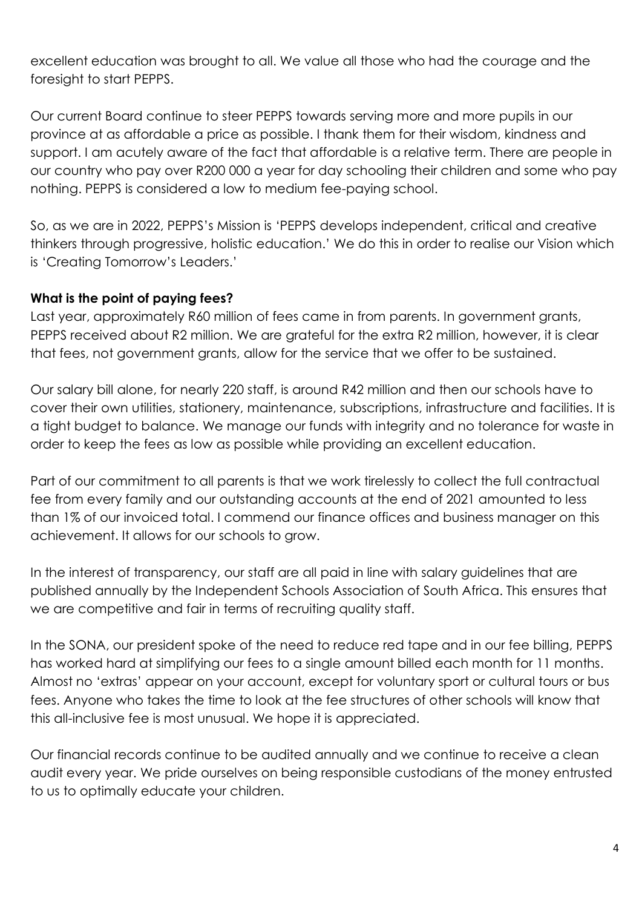excellent education was brought to all. We value all those who had the courage and the foresight to start PEPPS.

Our current Board continue to steer PEPPS towards serving more and more pupils in our province at as affordable a price as possible. I thank them for their wisdom, kindness and support. I am acutely aware of the fact that affordable is a relative term. There are people in our country who pay over R200 000 a year for day schooling their children and some who pay nothing. PEPPS is considered a low to medium fee-paying school.

So, as we are in 2022, PEPPS's Mission is 'PEPPS develops independent, critical and creative thinkers through progressive, holistic education.' We do this in order to realise our Vision which is 'Creating Tomorrow's Leaders.'

**What is the point of paying fees?**

Last year, approximately R60 million of fees came in from parents. In government grants, PEPPS received about R2 million. We are grateful for the extra R2 million, however, it is clear that fees, not government grants, allow for the service that we offer to be sustained.

Our salary bill alone, for nearly 220 staff, is around R42 million and then our schools have to cover their own utilities, stationery, maintenance, subscriptions, infrastructure and facilities. It is a tight budget to balance. We manage our funds with integrity and no tolerance for waste in order to keep the fees as low as possible while providing an excellent education.

Part of our commitment to all parents is that we work tirelessly to collect the full contractual fee from every family and our outstanding accounts at the end of 2021 amounted to less than 1% of our invoiced total. I commend our finance offices and business manager on this achievement. It allows for our schools to grow.

In the interest of transparency, our staff are all paid in line with salary guidelines that are published annually by the Independent Schools Association of South Africa. This ensures that we are competitive and fair in terms of recruiting quality staff.

In the SONA, our president spoke of the need to reduce red tape and in our fee billing, PEPPS has worked hard at simplifying our fees to a single amount billed each month for 11 months. Almost no 'extras' appear on your account, except for voluntary sport or cultural tours or bus fees. Anyone who takes the time to look at the fee structures of other schools will know that this all-inclusive fee is most unusual. We hope it is appreciated.

Our financial records continue to be audited annually and we continue to receive a clean audit every year. We pride ourselves on being responsible custodians of the money entrusted to us to optimally educate your children.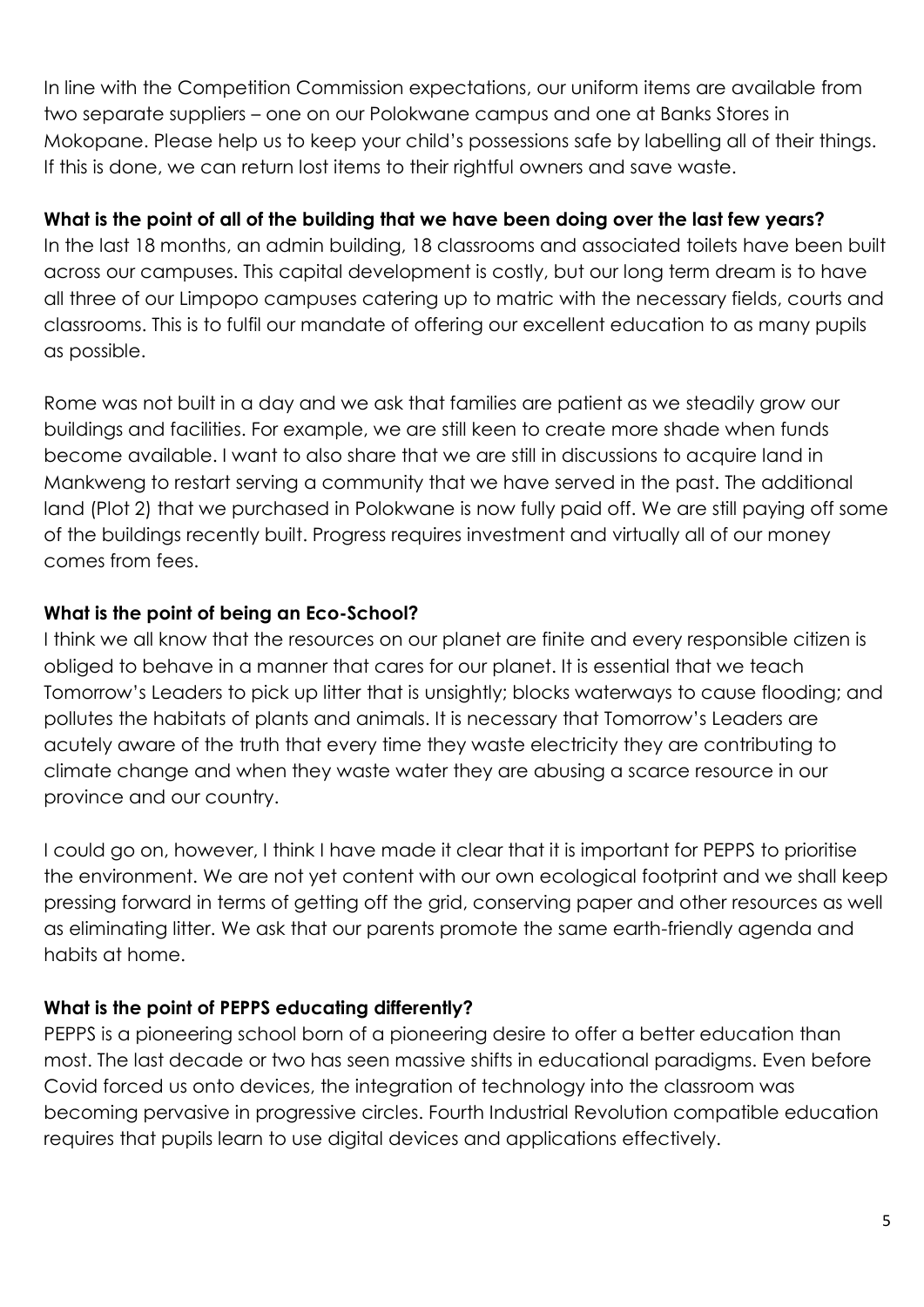In line with the Competition Commission expectations, our uniform items are available from two separate suppliers – one on our Polokwane campus and one at Banks Stores in Mokopane. Please help us to keep your child's possessions safe by labelling all of their things. If this is done, we can return lost items to their rightful owners and save waste.

**What is the point of all of the building that we have been doing over the last few years?**

In the last 18 months, an admin building, 18 classrooms and associated toilets have been built across our campuses. This capital development is costly, but our long term dream is to have all three of our Limpopo campuses catering up to matric with the necessary fields, courts and classrooms. This is to fulfil our mandate of offering our excellent education to as many pupils as possible.

Rome was not built in a day and we ask that families are patient as we steadily grow our buildings and facilities. For example, we are still keen to create more shade when funds become available. I want to also share that we are still in discussions to acquire land in Mankweng to restart serving a community that we have served in the past. The additional land (Plot 2) that we purchased in Polokwane is now fully paid off. We are still paying off some of the buildings recently built. Progress requires investment and virtually all of our money comes from fees.

**What is the point of being an Eco-School?**

I think we all know that the resources on our planet are finite and every responsible citizen is obliged to behave in a manner that cares for our planet. It is essential that we teach Tomorrow's Leaders to pick up litter that is unsightly; blocks waterways to cause flooding; and pollutes the habitats of plants and animals. It is necessary that Tomorrow's Leaders are acutely aware of the truth that every time they waste electricity they are contributing to climate change and when they waste water they are abusing a scarce resource in our province and our country.

I could go on, however, I think I have made it clear that it is important for PEPPS to prioritise the environment. We are not yet content with our own ecological footprint and we shall keep pressing forward in terms of getting off the grid, conserving paper and other resources as well as eliminating litter. We ask that our parents promote the same earth-friendly agenda and habits at home.

**What is the point of PEPPS educating differently?**

PEPPS is a pioneering school born of a pioneering desire to offer a better education than most. The last decade or two has seen massive shifts in educational paradigms. Even before Covid forced us onto devices, the integration of technology into the classroom was becoming pervasive in progressive circles. Fourth Industrial Revolution compatible education requires that pupils learn to use digital devices and applications effectively.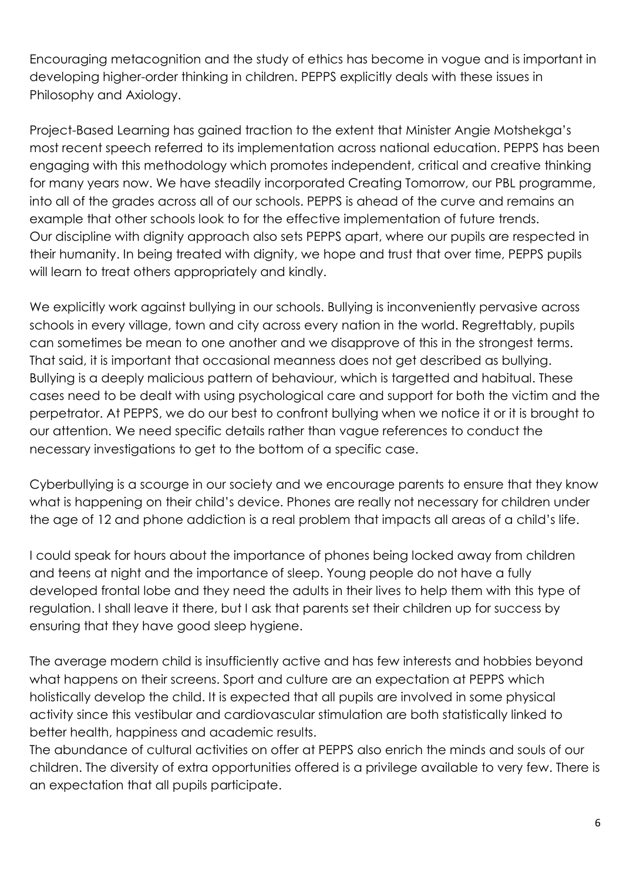Encouraging metacognition and the study of ethics has become in vogue and is important in developing higher-order thinking in children. PEPPS explicitly deals with these issues in Philosophy and Axiology.

Project-Based Learning has gained traction to the extent that Minister Angie Motshekga's most recent speech referred to its implementation across national education. PEPPS has been engaging with this methodology which promotes independent, critical and creative thinking for many years now. We have steadily incorporated Creating Tomorrow, our PBL programme, into all of the grades across all of our schools. PEPPS is ahead of the curve and remains an example that other schools look to for the effective implementation of future trends.
Our discipline with dignity approach also sets PEPPS apart, where our pupils are respected in their humanity. In being treated with dignity, we hope and trust that over time, PEPPS pupils will learn to treat others appropriately and kindly.

We explicitly work against bullying in our schools. Bullying is inconveniently pervasive across schools in every village, town and city across every nation in the world. Regrettably, pupils can sometimes be mean to one another and we disapprove of this in the strongest terms. That said, it is important that occasional meanness does not get described as bullying. Bullying is a deeply malicious pattern of behaviour, which is targetted and habitual. These cases need to be dealt with using psychological care and support for both the victim and the perpetrator. At PEPPS, we do our best to confront bullying when we notice it or it is brought to our attention. We need specific details rather than vague references to conduct the necessary investigations to get to the bottom of a specific case.

Cyberbullying is a scourge in our society and we encourage parents to ensure that they know what is happening on their child's device. Phones are really not necessary for children under the age of 12 and phone addiction is a real problem that impacts all areas of a child's life.

I could speak for hours about the importance of phones being locked away from children and teens at night and the importance of sleep. Young people do not have a fully developed frontal lobe and they need the adults in their lives to help them with this type of regulation. I shall leave it there, but I ask that parents set their children up for success by ensuring that they have good sleep hygiene.

The average modern child is insufficiently active and has few interests and hobbies beyond what happens on their screens. Sport and culture are an expectation at PEPPS which holistically develop the child. It is expected that all pupils are involved in some physical activity since this vestibular and cardiovascular stimulation are both statistically linked to better health, happiness and academic results.
The abundance of cultural activities on offer at PEPPS also enrich the minds and souls of our children. The diversity of extra opportunities offered is a privilege available to very few. There is an expectation that all pupils participate.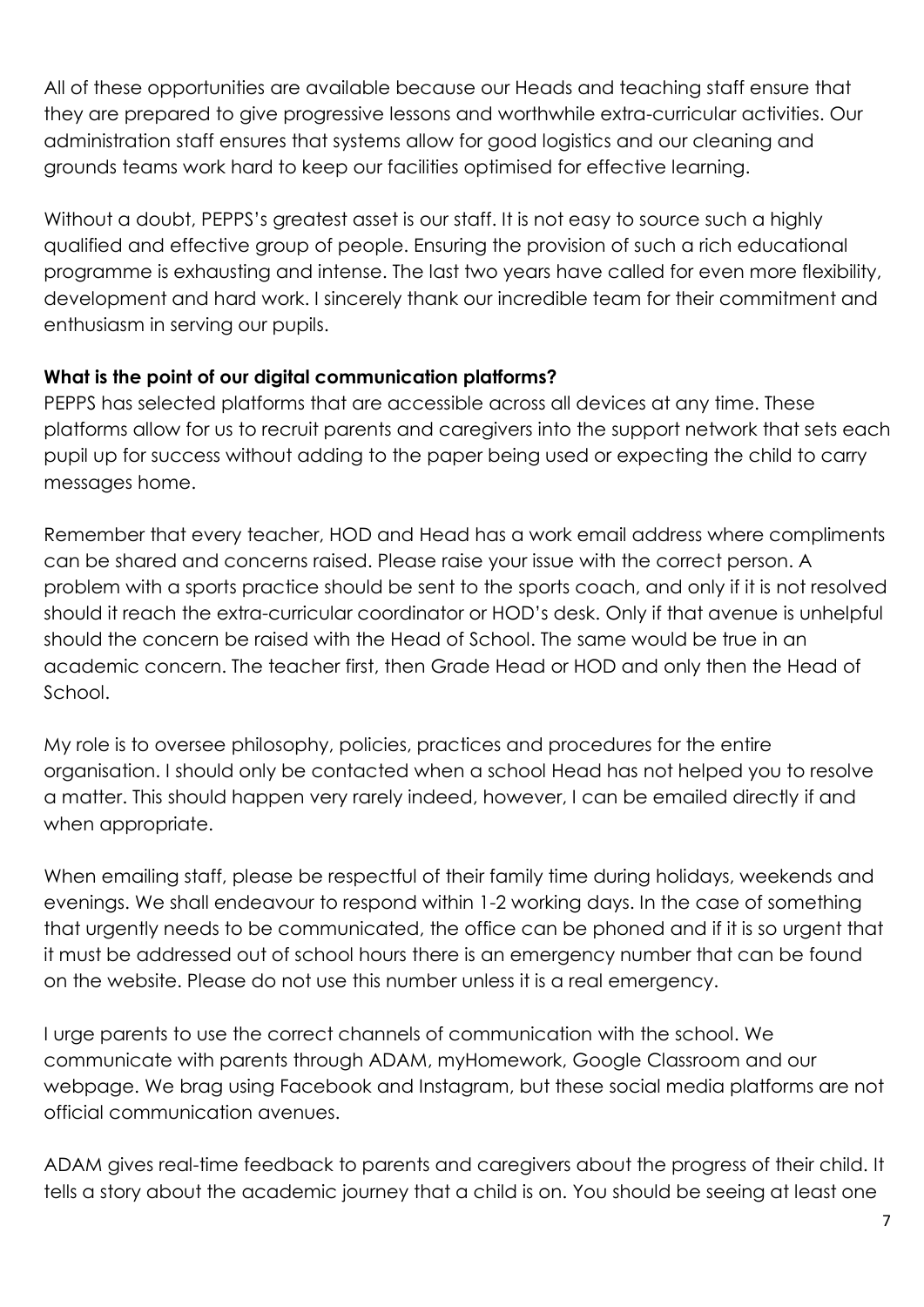All of these opportunities are available because our Heads and teaching staff ensure that they are prepared to give progressive lessons and worthwhile extra-curricular activities. Our administration staff ensures that systems allow for good logistics and our cleaning and grounds teams work hard to keep our facilities optimised for effective learning.

Without a doubt, PEPPS's greatest asset is our staff. It is not easy to source such a highly qualified and effective group of people. Ensuring the provision of such a rich educational programme is exhausting and intense. The last two years have called for even more flexibility, development and hard work. I sincerely thank our incredible team for their commitment and enthusiasm in serving our pupils.

**What is the point of our digital communication platforms?**

PEPPS has selected platforms that are accessible across all devices at any time. These platforms allow for us to recruit parents and caregivers into the support network that sets each pupil up for success without adding to the paper being used or expecting the child to carry messages home.

Remember that every teacher, HOD and Head has a work email address where compliments can be shared and concerns raised. Please raise your issue with the correct person. A problem with a sports practice should be sent to the sports coach, and only if it is not resolved should it reach the extra-curricular coordinator or HOD's desk. Only if that avenue is unhelpful should the concern be raised with the Head of School. The same would be true in an academic concern. The teacher first, then Grade Head or HOD and only then the Head of School.

My role is to oversee philosophy, policies, practices and procedures for the entire organisation. I should only be contacted when a school Head has not helped you to resolve a matter. This should happen very rarely indeed, however, I can be emailed directly if and when appropriate.

When emailing staff, please be respectful of their family time during holidays, weekends and evenings. We shall endeavour to respond within 1-2 working days. In the case of something that urgently needs to be communicated, the office can be phoned and if it is so urgent that it must be addressed out of school hours there is an emergency number that can be found on the website. Please do not use this number unless it is a real emergency.

I urge parents to use the correct channels of communication with the school. We communicate with parents through ADAM, myHomework, Google Classroom and our webpage. We brag using Facebook and Instagram, but these social media platforms are not official communication avenues.

ADAM gives real-time feedback to parents and caregivers about the progress of their child. It tells a story about the academic journey that a child is on. You should be seeing at least one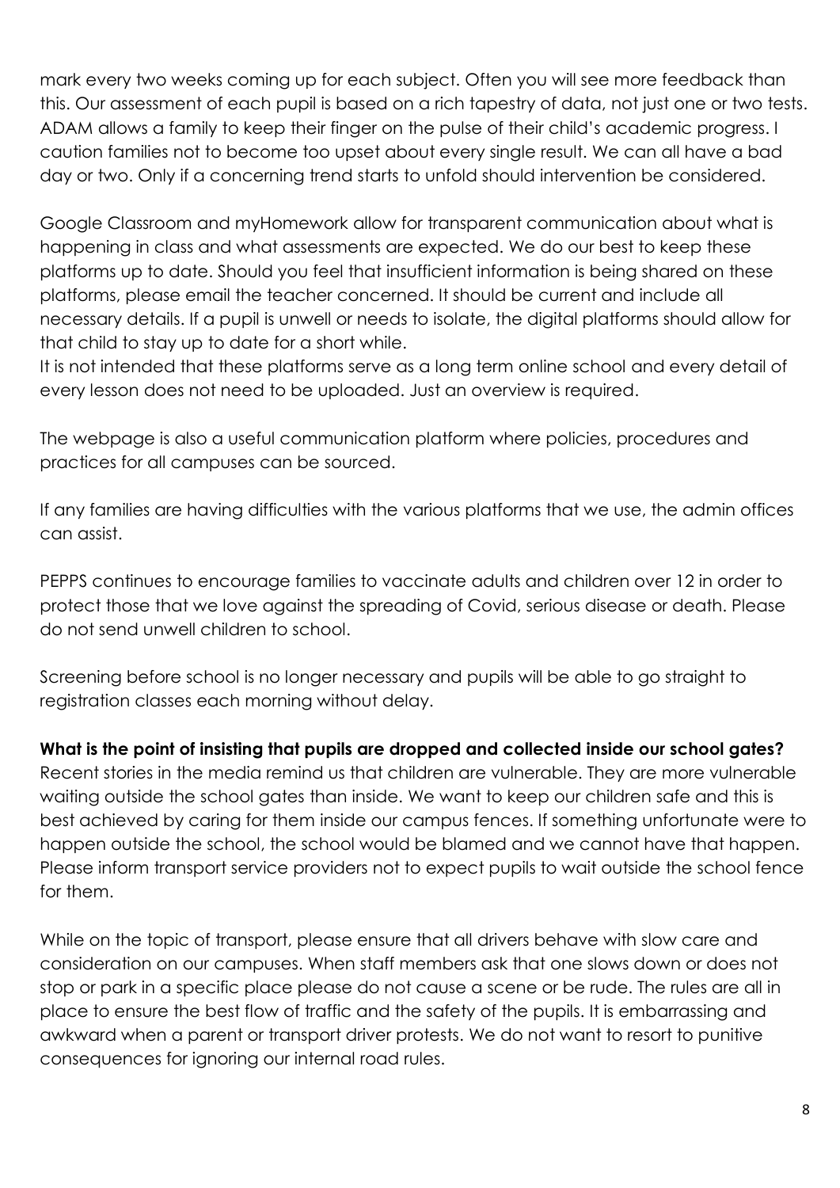mark every two weeks coming up for each subject. Often you will see more feedback than this. Our assessment of each pupil is based on a rich tapestry of data, not just one or two tests. ADAM allows a family to keep their finger on the pulse of their child's academic progress. I caution families not to become too upset about every single result. We can all have a bad day or two. Only if a concerning trend starts to unfold should intervention be considered.

Google Classroom and myHomework allow for transparent communication about what is happening in class and what assessments are expected. We do our best to keep these platforms up to date. Should you feel that insufficient information is being shared on these platforms, please email the teacher concerned. It should be current and include all necessary details. If a pupil is unwell or needs to isolate, the digital platforms should allow for that child to stay up to date for a short while.
It is not intended that these platforms serve as a long term online school and every detail of every lesson does not need to be uploaded. Just an overview is required.

The webpage is also a useful communication platform where policies, procedures and practices for all campuses can be sourced.

If any families are having difficulties with the various platforms that we use, the admin offices can assist.

PEPPS continues to encourage families to vaccinate adults and children over 12 in order to protect those that we love against the spreading of Covid, serious disease or death. Please do not send unwell children to school.

Screening before school is no longer necessary and pupils will be able to go straight to registration classes each morning without delay.

**What is the point of insisting that pupils are dropped and collected inside our school gates?**
Recent stories in the media remind us that children are vulnerable. They are more vulnerable waiting outside the school gates than inside. We want to keep our children safe and this is best achieved by caring for them inside our campus fences. If something unfortunate were to happen outside the school, the school would be blamed and we cannot have that happen. Please inform transport service providers not to expect pupils to wait outside the school fence for them.

While on the topic of transport, please ensure that all drivers behave with slow care and consideration on our campuses. When staff members ask that one slows down or does not stop or park in a specific place please do not cause a scene or be rude. The rules are all in place to ensure the best flow of traffic and the safety of the pupils. It is embarrassing and awkward when a parent or transport driver protests. We do not want to resort to punitive consequences for ignoring our internal road rules.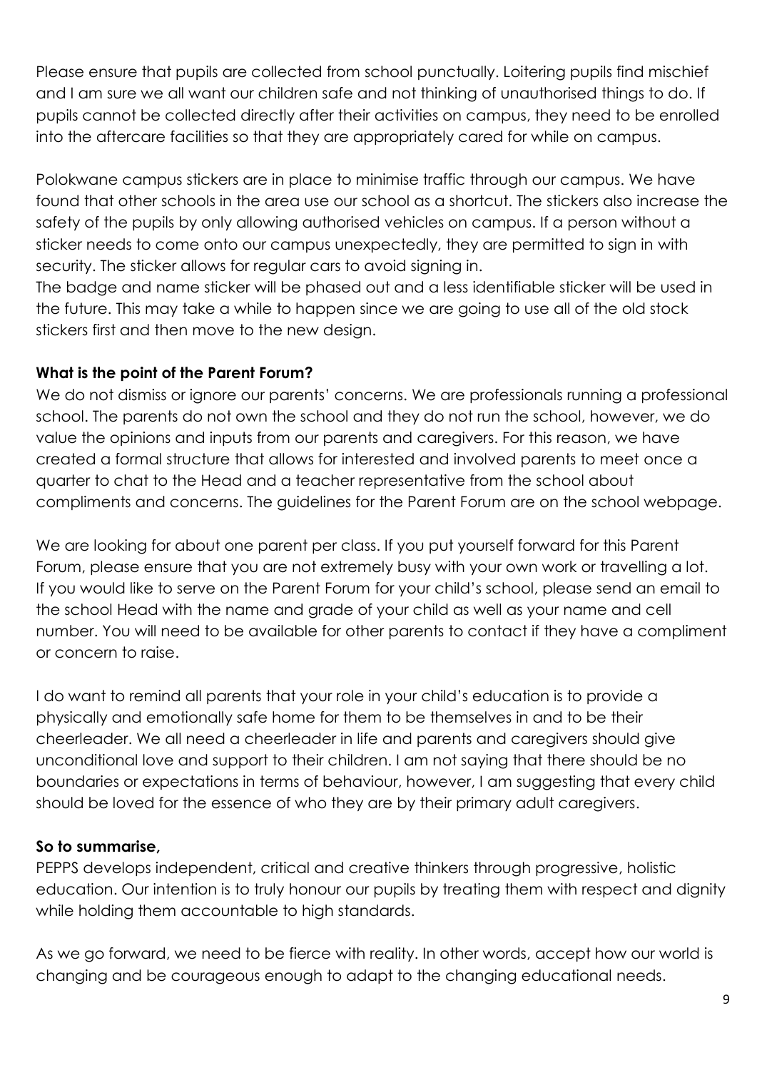Please ensure that pupils are collected from school punctually. Loitering pupils find mischief and I am sure we all want our children safe and not thinking of unauthorised things to do. If pupils cannot be collected directly after their activities on campus, they need to be enrolled into the aftercare facilities so that they are appropriately cared for while on campus.

Polokwane campus stickers are in place to minimise traffic through our campus. We have found that other schools in the area use our school as a shortcut. The stickers also increase the safety of the pupils by only allowing authorised vehicles on campus. If a person without a sticker needs to come onto our campus unexpectedly, they are permitted to sign in with security. The sticker allows for regular cars to avoid signing in.
The badge and name sticker will be phased out and a less identifiable sticker will be used in the future. This may take a while to happen since we are going to use all of the old stock stickers first and then move to the new design.

**What is the point of the Parent Forum?**
We do not dismiss or ignore our parents' concerns. We are professionals running a professional school. The parents do not own the school and they do not run the school, however, we do value the opinions and inputs from our parents and caregivers. For this reason, we have created a formal structure that allows for interested and involved parents to meet once a quarter to chat to the Head and a teacher representative from the school about compliments and concerns. The guidelines for the Parent Forum are on the school webpage.

We are looking for about one parent per class. If you put yourself forward for this Parent Forum, please ensure that you are not extremely busy with your own work or travelling a lot. If you would like to serve on the Parent Forum for your child's school, please send an email to the school Head with the name and grade of your child as well as your name and cell number. You will need to be available for other parents to contact if they have a compliment or concern to raise.

I do want to remind all parents that your role in your child's education is to provide a physically and emotionally safe home for them to be themselves in and to be their cheerleader. We all need a cheerleader in life and parents and caregivers should give unconditional love and support to their children. I am not saying that there should be no boundaries or expectations in terms of behaviour, however, I am suggesting that every child should be loved for the essence of who they are by their primary adult caregivers.

**So to summarise,**
PEPPS develops independent, critical and creative thinkers through progressive, holistic education. Our intention is to truly honour our pupils by treating them with respect and dignity while holding them accountable to high standards.

As we go forward, we need to be fierce with reality. In other words, accept how our world is changing and be courageous enough to adapt to the changing educational needs.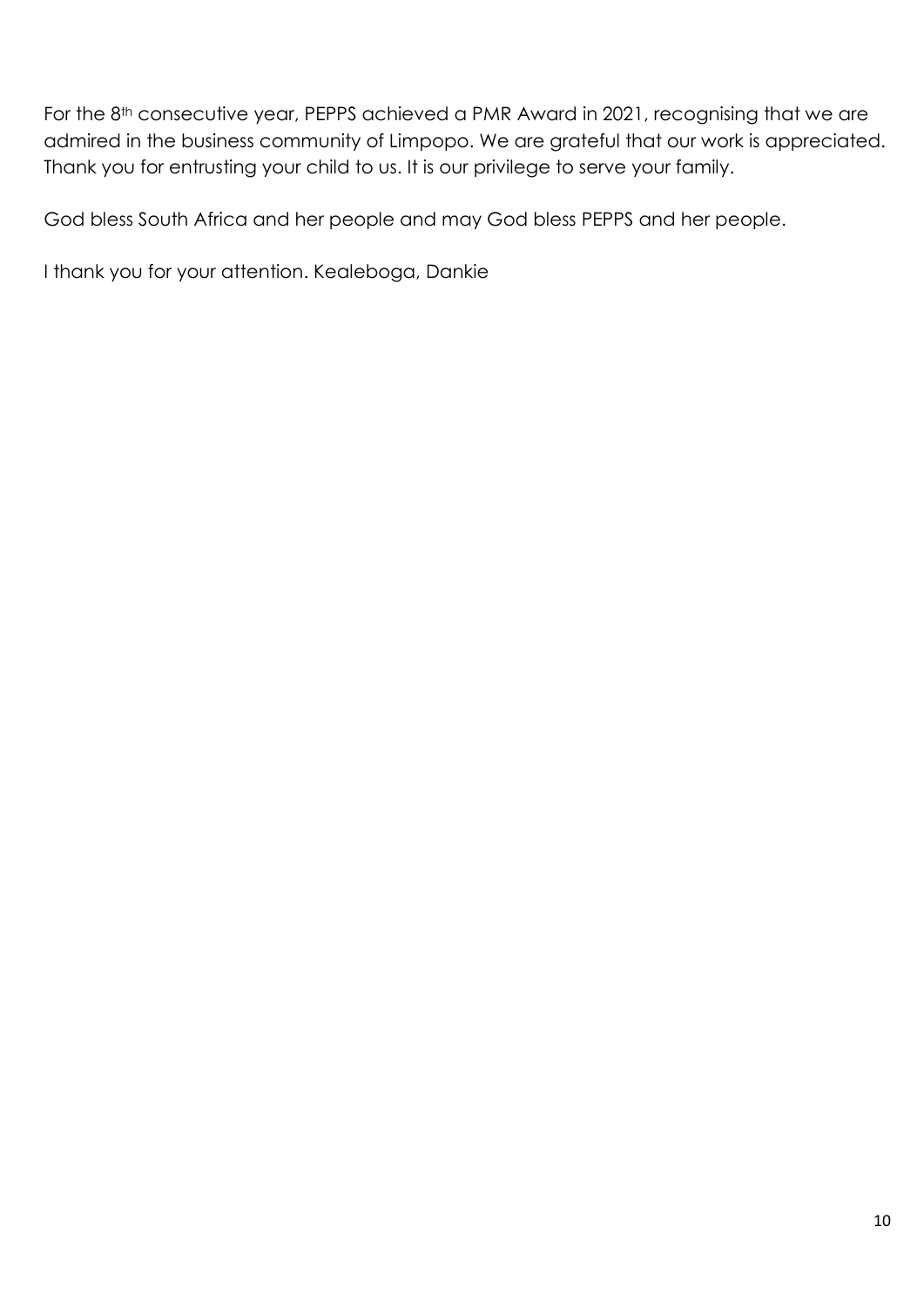For the 8th consecutive year, PEPPS achieved a PMR Award in 2021, recognising that we are admired in the business community of Limpopo. We are grateful that our work is appreciated. Thank you for entrusting your child to us. It is our privilege to serve your family.

God bless South Africa and her people and may God bless PEPPS and her people.

I thank you for your attention. Kealeboga, Dankie